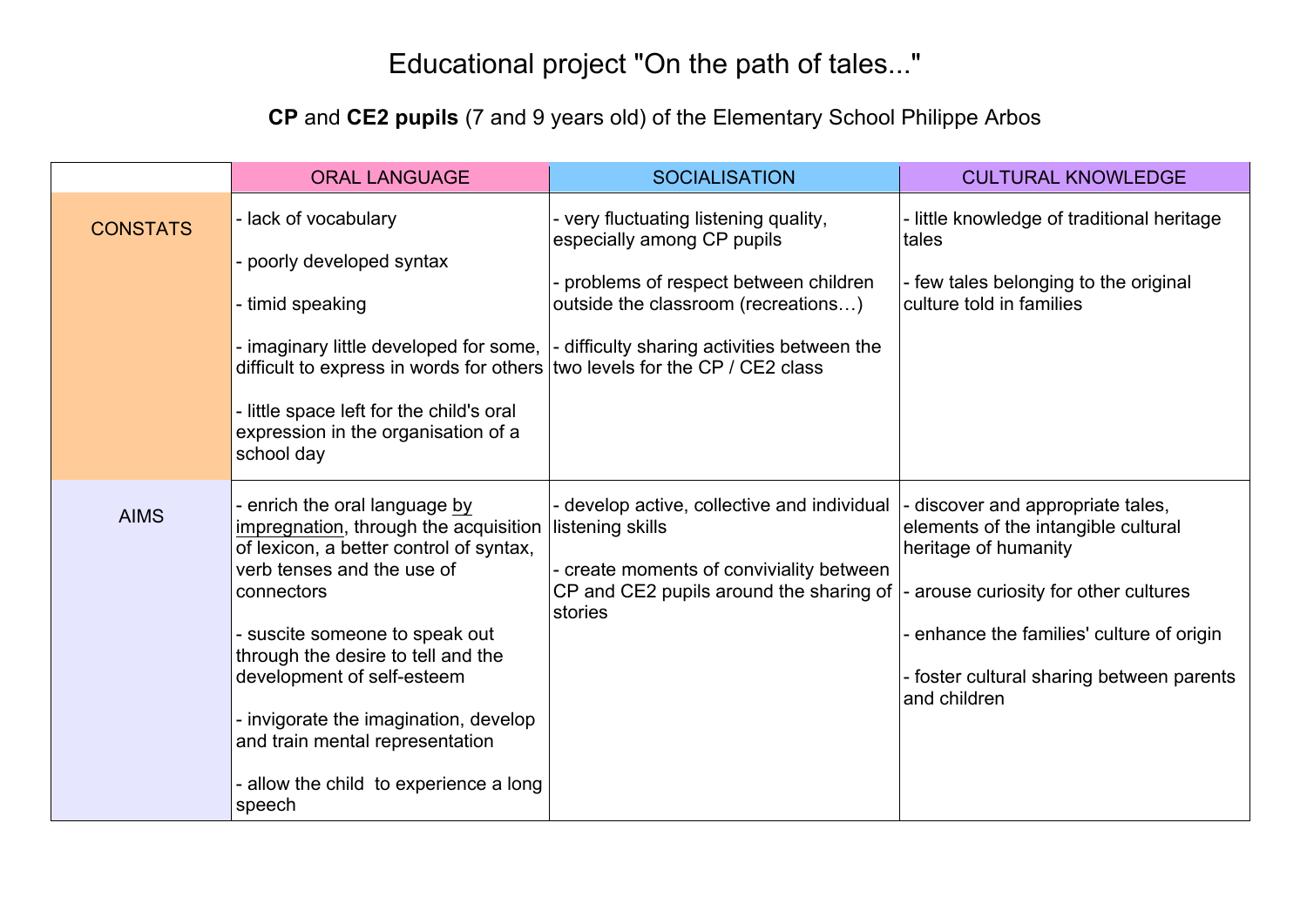# Educational project "On the path of tales..."

**CP** and **CE2 pupils** (7 and 9 years old) of the Elementary School Philippe Arbos

| | ORAL LANGUAGE | SOCIALISATION | CULTURAL KNOWLEDGE |
|---|---|---|---|
| CONSTATS | - lack of vocabulary<br><br>- poorly developed syntax<br><br>- timid speaking<br><br>- imaginary little developed for some, difficult to express in words for others<br><br>- little space left for the child's oral expression in the organisation of a school day | - very fluctuating listening quality, especially among CP pupils<br><br>- problems of respect between children outside the classroom (recreations…)<br><br>- difficulty sharing activities between the two levels for the CP / CE2 class | - little knowledge of traditional heritage tales<br><br>- few tales belonging to the original culture told in families |
| AIMS | - enrich the oral language by impregnation, through the acquisition of lexicon, a better control of syntax, verb tenses and the use of connectors<br><br>- suscite someone to speak out through the desire to tell and the development of self-esteem<br><br>- invigorate the imagination, develop and train mental representation<br><br>- allow the child to experience a long speech | - develop active, collective and individual listening skills<br><br>- create moments of conviviality between CP and CE2 pupils around the sharing of stories | - discover and appropriate tales, elements of the intangible cultural heritage of humanity<br><br>- arouse curiosity for other cultures<br><br>- enhance the families' culture of origin<br><br>- foster cultural sharing between parents and children |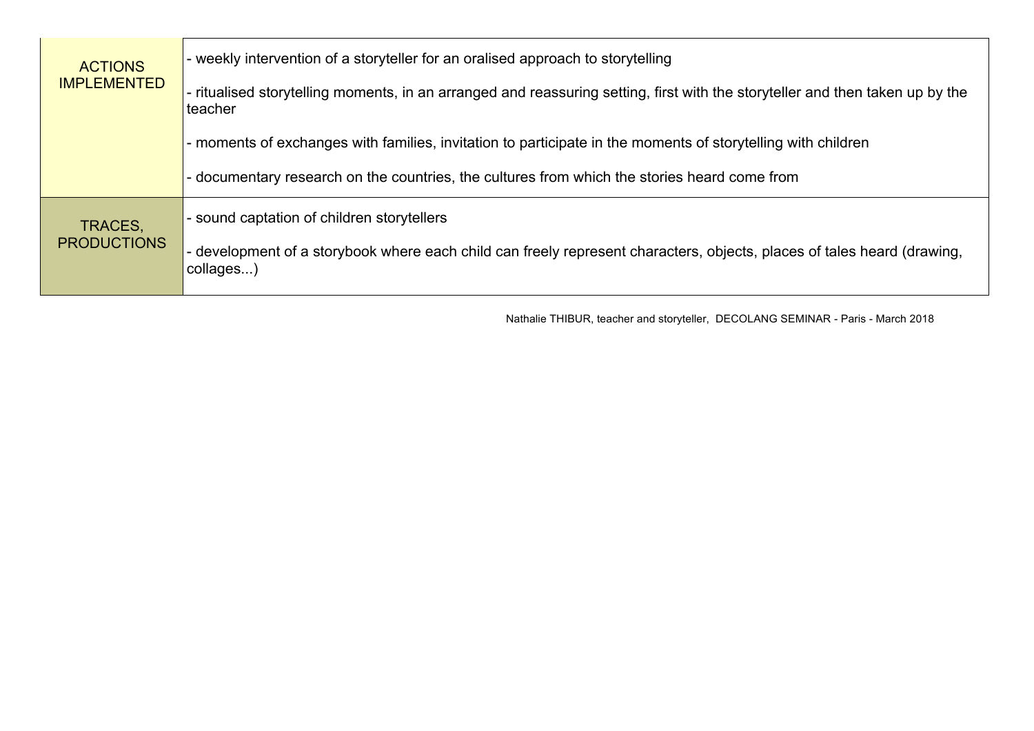| | |
|---|---|
| ACTIONS IMPLEMENTED | - weekly intervention of a storyteller for an oralised approach to storytelling<br><br>- ritualised storytelling moments, in an arranged and reassuring setting, first with the storyteller and then taken up by the teacher<br><br>- moments of exchanges with families, invitation to participate in the moments of storytelling with children<br><br>- documentary research on the countries, the cultures from which the stories heard come from |
| TRACES, PRODUCTIONS | - sound captation of children storytellers<br><br>- development of a storybook where each child can freely represent characters, objects, places of tales heard (drawing, collages...) |

Nathalie THIBUR, teacher and storyteller, DECOLANG SEMINAR - Paris - March 2018